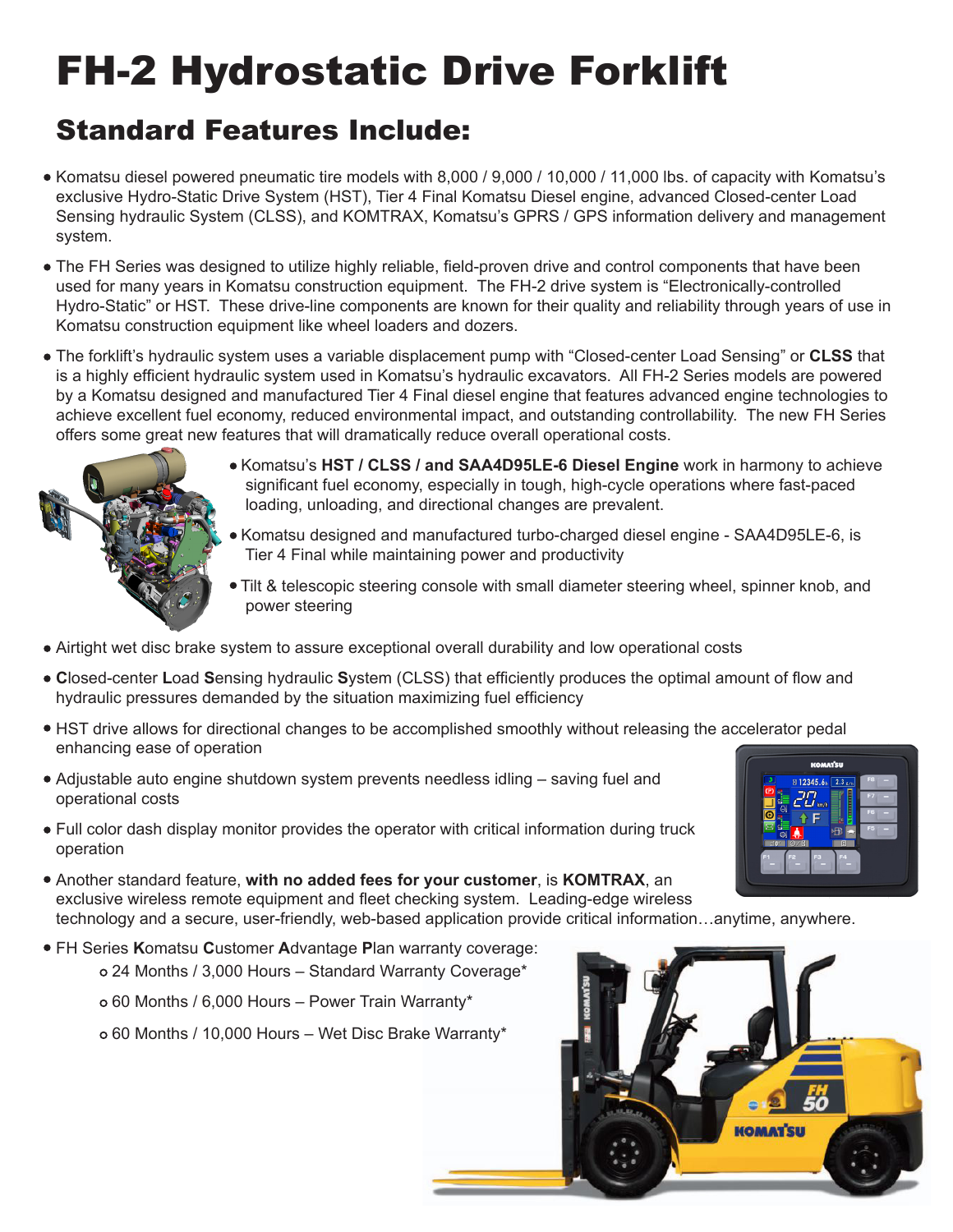# FH-2 Hydrostatic Drive Forklift

## Standard Features Include:

- Komatsu diesel powered pneumatic tire models with 8,000 / 9,000 / 10,000 / 11,000 lbs. of capacity with Komatsu's exclusive Hydro-Static Drive System (HST), Tier 4 Final Komatsu Diesel engine, advanced Closed-center Load Sensing hydraulic System (CLSS), and KOMTRAX, Komatsu's GPRS / GPS information delivery and management system.
- The FH Series was designed to utilize highly reliable, field-proven drive and control components that have been used for many years in Komatsu construction equipment. The FH-2 drive system is "Electronically-controlled Hydro-Static" or HST. These drive-line components are known for their quality and reliability through years of use in Komatsu construction equipment like wheel loaders and dozers.
- The forklift's hydraulic system uses a variable displacement pump with "Closed-center Load Sensing" or **CLSS** that is a highly efficient hydraulic system used in Komatsu's hydraulic excavators. All FH-2 Series models are powered by a Komatsu designed and manufactured Tier 4 Final diesel engine that features advanced engine technologies to achieve excellent fuel economy, reduced environmental impact, and outstanding controllability. The new FH Series offers some great new features that will dramatically reduce overall operational costs.
- Komatsu's **HST / CLSS / and SAA4D95LE-6 Diesel Engine** work in harmony to achieve significant fuel economy, especially in tough, high-cycle operations where fast-paced loading, unloading, and directional changes are prevalent.
- Komatsu designed and manufactured turbo-charged diesel engine - SAA4D95LE-6, is Tier 4 Final while maintaining power and productivity
- Tilt & telescopic steering console with small diameter steering wheel, spinner knob, and power steering
- Airtight wet disc brake system to assure exceptional overall durability and low operational costs
- **C**losed-center **L**oad **S**ensing hydraulic **S**ystem (CLSS) that efficiently produces the optimal amount of flow and hydraulic pressures demanded by the situation maximizing fuel efficiency
- HST drive allows for directional changes to be accomplished smoothly without releasing the accelerator pedal enhancing ease of operation
- Adjustable auto engine shutdown system prevents needless idling – saving fuel and operational costs
- Full color dash display monitor provides the operator with critical information during truck operation
- Another standard feature, **with no added fees for your customer**, is **KOMTRAX**, an exclusive wireless remote equipment and fleet checking system. Leading-edge wireless technology and a secure, user-friendly, web-based application provide critical information…anytime, anywhere.
- FH Series **K**omatsu **C**ustomer **A**dvantage **P**lan warranty coverage:
  - 24 Months / 3,000 Hours – Standard Warranty Coverage*
  - 60 Months / 6,000 Hours – Power Train Warranty*
  - 60 Months / 10,000 Hours – Wet Disc Brake Warranty*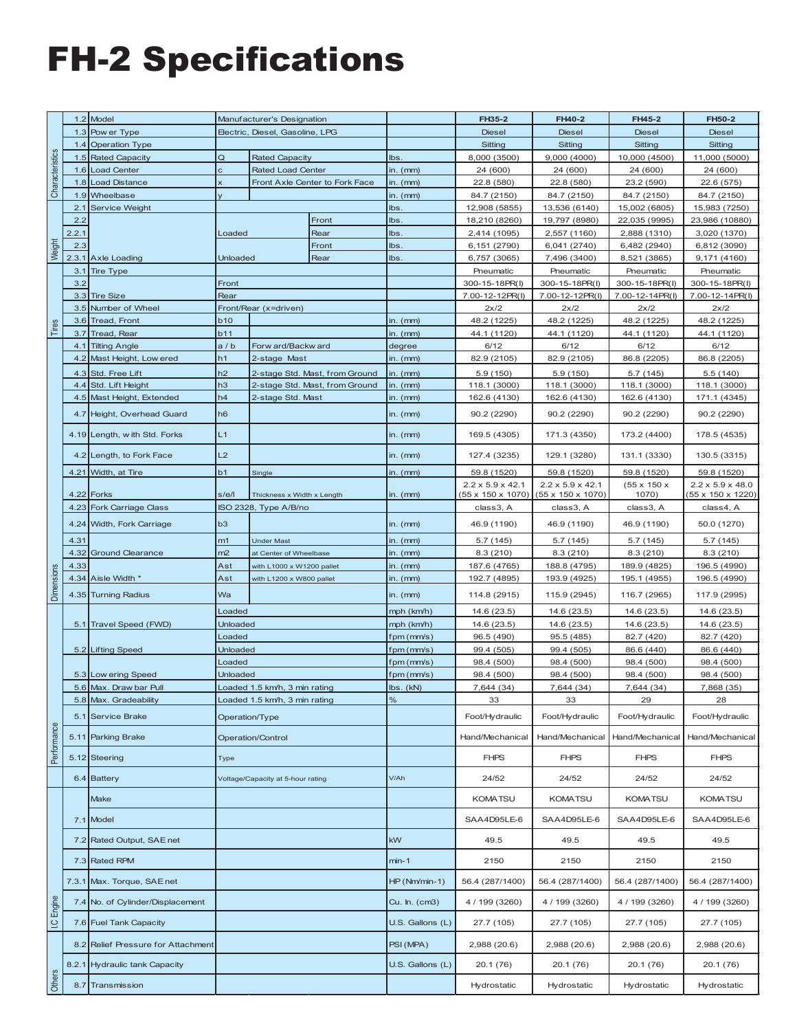# FH-2 Specifications

| | | | | | | | FH35-2 | FH40-2 | FH45-2 | FH50-2 |
|---|---|---|---|---|---|---|---|---|---|---|
| Characteristics | 1.2 | Model | Manufacturer's Designation | | | | FH35-2 | FH40-2 | FH45-2 | FH50-2 |
| | 1.3 | Power Type | Electric, Diesel, Gasoline, LPG | | | | Diesel | Diesel | Diesel | Diesel |
| | 1.4 | Operation Type | | | | | Sitting | Sitting | Sitting | Sitting |
| | 1.5 | Rated Capacity | Q | Rated Capacity | | lbs. | 8,000 (3500) | 9,000 (4000) | 10,000 (4500) | 11,000 (5000) |
| | 1.6 | Load Center | c | Rated Load Center | | in. (mm) | 24 (600) | 24 (600) | 24 (600) | 24 (600) |
| | 1.8 | Load Distance | x | Front Axle Center to Fork Face | | in. (mm) | 22.8 (580) | 22.8 (580) | 23.2 (590) | 22.6 (575) |
| | 1.9 | Wheelbase | y | | | in. (mm) | 84.7 (2150) | 84.7 (2150) | 84.7 (2150) | 84.7 (2150) |
| Weight | 2.1 | Service Weight | | | | lbs. | 12,908 (5855) | 13,536 (6140) | 15,002 (6805) | 15,983 (7250) |
| | 2.2 | | Loaded | | Front | lbs. | 18,210 (8260) | 19,797 (8980) | 22,035 (9995) | 23,986 (10880) |
| | 2.2.1 | | Loaded | | Rear | lbs. | 2,414 (1095) | 2,557 (1160) | 2,888 (1310) | 3,020 (1370) |
| | 2.3 | | Unloaded | | Front | lbs. | 6,151 (2790) | 6,041 (2740) | 6,482 (2940) | 6,812 (3090) |
| | 2.3.1 | Axle Loading | Unloaded | | Rear | lbs. | 6,757 (3065) | 7,496 (3400) | 8,521 (3865) | 9,171 (4160) |
| Tires | 3.1 | Tire Type | | | | | Pneumatic | Pneumatic | Pneumatic | Pneumatic |
| | 3.2 | | Front | | | | 300-15-18PR(I) | 300-15-18PR(I) | 300-15-18PR(I) | 300-15-18PR(I) |
| | 3.3 | Tire Size | Rear | | | | 7.00-12-12PR(I) | 7.00-12-12PR(I) | 7.00-12-14PR(I) | 7.00-12-14PR(I) |
| | 3.5 | Number of Wheel | Front/Rear (x=driven) | | | | 2x/2 | 2x/2 | 2x/2 | 2x/2 |
| | 3.6 | Tread, Front | b10 | | | in. (mm) | 48.2 (1225) | 48.2 (1225) | 48.2 (1225) | 48.2 (1225) |
| | 3.7 | Tread, Rear | b11 | | | in. (mm) | 44.1 (1120) | 44.1 (1120) | 44.1 (1120) | 44.1 (1120) |
| Dimensions | 4.1 | Tilting Angle | a / b | Forward/Backward | | degree | 6/12 | 6/12 | 6/12 | 6/12 |
| | 4.2 | Mast Height, Lowered | h1 | 2-stage Mast | | in. (mm) | 82.9 (2105) | 82.9 (2105) | 86.8 (2205) | 86.8 (2205) |
| | 4.3 | Std. Free Lift | h2 | 2-stage Std. Mast, from Ground | | in. (mm) | 5.9 (150) | 5.9 (150) | 5.7 (145) | 5.5 (140) |
| | 4.4 | Std. Lift Height | h3 | 2-stage Std. Mast, from Ground | | in. (mm) | 118.1 (3000) | 118.1 (3000) | 118.1 (3000) | 118.1 (3000) |
| | 4.5 | Mast Height, Extended | h4 | 2-stage Std. Mast | | in. (mm) | 162.6 (4130) | 162.6 (4130) | 162.6 (4130) | 171.1 (4345) |
| | 4.7 | Height, Overhead Guard | h6 | | | in. (mm) | 90.2 (2290) | 90.2 (2290) | 90.2 (2290) | 90.2 (2290) |
| | 4.19 | Length, with Std. Forks | L1 | | | in. (mm) | 169.5 (4305) | 171.3 (4350) | 173.2 (4400) | 178.5 (4535) |
| | 4.2 | Length, to Fork Face | L2 | | | in. (mm) | 127.4 (3235) | 129.1 (3280) | 131.1 (3330) | 130.5 (3315) |
| | 4.21 | Width, at Tire | b1 | Single | | in. (mm) | 59.8 (1520) | 59.8 (1520) | 59.8 (1520) | 59.8 (1520) |
| | 4.22 | Forks | s/e/l | Thickness x Width x Length | | in. (mm) | 2.2 x 5.9 x 42.1 (55 x 150 x 1070) | 2.2 x 5.9 x 42.1 (55 x 150 x 1070) | (55 x 150 x 1070) | 2.2 x 5.9 x 48.0 (55 x 150 x 1220) |
| | 4.23 | Fork Carriage Class | ISO 2328, Type A/B/no | | | | class3, A | class3, A | class3, A | class4, A |
| | 4.24 | Width, Fork Carriage | b3 | | | in. (mm) | 46.9 (1190) | 46.9 (1190) | 46.9 (1190) | 50.0 (1270) |
| | 4.31 | | m1 | Under Mast | | in. (mm) | 5.7 (145) | 5.7 (145) | 5.7 (145) | 5.7 (145) |
| | 4.32 | Ground Clearance | m2 | at Center of Wheelbase | | in. (mm) | 8.3 (210) | 8.3 (210) | 8.3 (210) | 8.3 (210) |
| | 4.33 | | Ast | with L1000 x W1200 pallet | | in. (mm) | 187.6 (4765) | 188.8 (4795) | 189.9 (4825) | 196.5 (4990) |
| | 4.34 | Aisle Width * | Ast | with L1200 x W800 pallet | | in. (mm) | 192.7 (4895) | 193.9 (4925) | 195.1 (4955) | 196.5 (4990) |
| | 4.35 | Turning Radius | Wa | | | in. (mm) | 114.8 (2915) | 115.9 (2945) | 116.7 (2965) | 117.9 (2995) |
| Performance | | | Loaded | | | mph (km/h) | 14.6 (23.5) | 14.6 (23.5) | 14.6 (23.5) | 14.6 (23.5) |
| | 5.1 | Travel Speed (FWD) | Unloaded | | | mph (km/h) | 14.6 (23.5) | 14.6 (23.5) | 14.6 (23.5) | 14.6 (23.5) |
| | | | Loaded | | | fpm (mm/s) | 96.5 (490) | 95.5 (485) | 82.7 (420) | 82.7 (420) |
| | 5.2 | Lifting Speed | Unloaded | | | fpm (mm/s) | 99.4 (505) | 99.4 (505) | 86.6 (440) | 86.6 (440) |
| | | | Loaded | | | fpm (mm/s) | 98.4 (500) | 98.4 (500) | 98.4 (500) | 98.4 (500) |
| | 5.3 | Lowering Speed | Unloaded | | | fpm (mm/s) | 98.4 (500) | 98.4 (500) | 98.4 (500) | 98.4 (500) |
| | 5.6 | Max. Drawbar Pull | Loaded 1.5 km/h, 3 min rating | | | lbs. (kN) | 7,644 (34) | 7,644 (34) | 7,644 (34) | 7,868 (35) |
| | 5.8 | Max. Gradeability | Loaded 1.5 km/h, 3 min rating | | | % | 33 | 33 | 29 | 28 |
| | 5.1 | Service Brake | Operation/Type | | | | Foot/Hydraulic | Foot/Hydraulic | Foot/Hydraulic | Foot/Hydraulic |
| | 5.11 | Parking Brake | Operation/Control | | | | Hand/Mechanical | Hand/Mechanical | Hand/Mechanical | Hand/Mechanical |
| | 5.12 | Steering | Type | | | | FHPS | FHPS | FHPS | FHPS |
| | 6.4 | Battery | Voltage/Capacity at 5-hour rating | | | V/Ah | 24/52 | 24/52 | 24/52 | 24/52 |
| I.C Engine | | Make | | | | | KOMATSU | KOMATSU | KOMATSU | KOMATSU |
| | 7.1 | Model | | | | | SAA4D95LE-6 | SAA4D95LE-6 | SAA4D95LE-6 | SAA4D95LE-6 |
| | 7.2 | Rated Output, SAE net | | | | kW | 49.5 | 49.5 | 49.5 | 49.5 |
| | 7.3 | Rated RPM | | | | min-1 | 2150 | 2150 | 2150 | 2150 |
| | 7.3.1 | Max. Torque, SAE net | | | | HP (Nm/min-1) | 56.4 (287/1400) | 56.4 (287/1400) | 56.4 (287/1400) | 56.4 (287/1400) |
| | 7.4 | No. of Cylinder/Displacement | | | | Cu. In. (cm3) | 4 / 199 (3260) | 4 / 199 (3260) | 4 / 199 (3260) | 4 / 199 (3260) |
| | 7.6 | Fuel Tank Capacity | | | | U.S. Gallons (L) | 27.7 (105) | 27.7 (105) | 27.7 (105) | 27.7 (105) |
| Others | 8.2 | Relief Pressure for Attachment | | | | PSI (MPA) | 2,988 (20.6) | 2,988 (20.6) | 2,988 (20.6) | 2,988 (20.6) |
| | 8.2.1 | Hydraulic tank Capacity | | | | U.S. Gallons (L) | 20.1 (76) | 20.1 (76) | 20.1 (76) | 20.1 (76) |
| | 8.7 | Transmission | | | | | Hydrostatic | Hydrostatic | Hydrostatic | Hydrostatic |